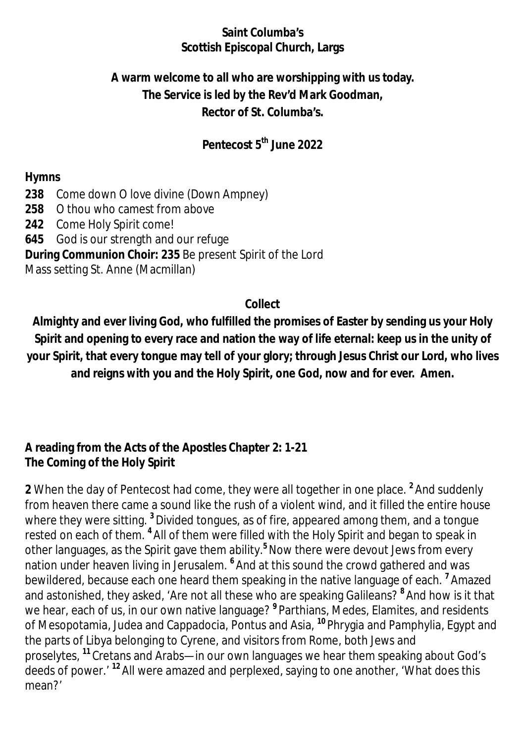**Saint Columba's**
**Scottish Episcopal Church, Largs**

**A warm welcome to all who are worshipping with us today.**
**The Service is led by the Rev'd Mark Goodman,**
**Rector of St. Columba's.**

**Pentecost 5th June 2022**

**Hymns**

**238** Come down O love divine (Down Ampney)
**258** O thou who camest from above
**242** Come Holy Spirit come!
**645** God is our strength and our refuge
**During Communion Choir: 235** Be present Spirit of the Lord
Mass setting St. Anne (Macmillan)

**Collect**

**Almighty and ever living God, who fulfilled the promises of Easter by sending us your Holy Spirit and opening to every race and nation the way of life eternal: keep us in the unity of your Spirit, that every tongue may tell of your glory; through Jesus Christ our Lord, who lives and reigns with you and the Holy Spirit, one God, now and for ever. Amen.**

**A reading from the Acts of the Apostles Chapter 2: 1-21**
**The Coming of the Holy Spirit**

**2** When the day of Pentecost had come, they were all together in one place. **2** And suddenly from heaven there came a sound like the rush of a violent wind, and it filled the entire house where they were sitting. **3** Divided tongues, as of fire, appeared among them, and a tongue rested on each of them. **4** All of them were filled with the Holy Spirit and began to speak in other languages, as the Spirit gave them ability. **5** Now there were devout Jews from every nation under heaven living in Jerusalem. **6** And at this sound the crowd gathered and was bewildered, because each one heard them speaking in the native language of each. **7** Amazed and astonished, they asked, 'Are not all these who are speaking Galileans? **8** And how is it that we hear, each of us, in our own native language? **9** Parthians, Medes, Elamites, and residents of Mesopotamia, Judea and Cappadocia, Pontus and Asia, **10** Phrygia and Pamphylia, Egypt and the parts of Libya belonging to Cyrene, and visitors from Rome, both Jews and proselytes, **11** Cretans and Arabs—in our own languages we hear them speaking about God's deeds of power.' **12** All were amazed and perplexed, saying to one another, 'What does this mean?'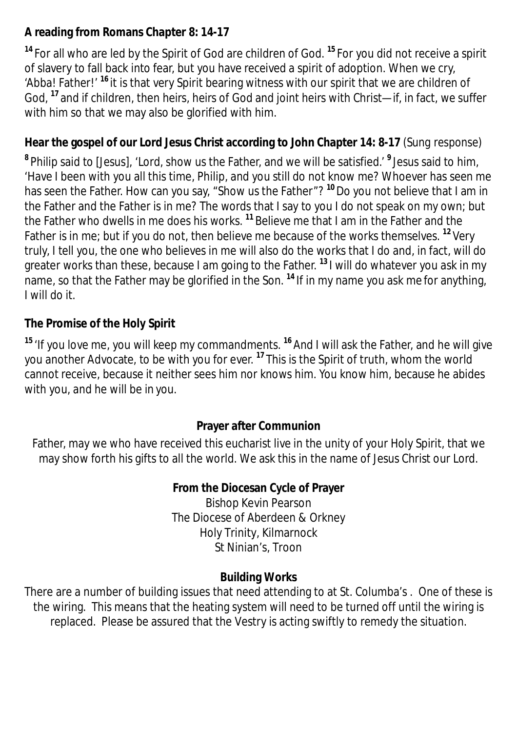**A reading from Romans Chapter 8: 14-17**

[14] For all who are led by the Spirit of God are children of God. [15] For you did not receive a spirit of slavery to fall back into fear, but you have received a spirit of adoption. When we cry, 'Abba! Father!' [16] it is that very Spirit bearing witness with our spirit that we are children of God, [17] and if children, then heirs, heirs of God and joint heirs with Christ—if, in fact, we suffer with him so that we may also be glorified with him.

**Hear the gospel of our Lord Jesus Christ according to John Chapter 14: 8-17** (Sung response)

[8] Philip said to [Jesus], 'Lord, show us the Father, and we will be satisfied.' [9] Jesus said to him, 'Have I been with you all this time, Philip, and you still do not know me? Whoever has seen me has seen the Father. How can you say, "Show us the Father"? [10] Do you not believe that I am in the Father and the Father is in me? The words that I say to you I do not speak on my own; but the Father who dwells in me does his works. [11] Believe me that I am in the Father and the Father is in me; but if you do not, then believe me because of the works themselves. [12] Very truly, I tell you, the one who believes in me will also do the works that I do and, in fact, will do greater works than these, because I am going to the Father. [13] I will do whatever you ask in my name, so that the Father may be glorified in the Son. [14] If in my name you ask me for anything, I will do it.

**The Promise of the Holy Spirit**

[15] 'If you love me, you will keep my commandments. [16] And I will ask the Father, and he will give you another Advocate, to be with you for ever. [17] This is the Spirit of truth, whom the world cannot receive, because it neither sees him nor knows him. You know him, because he abides with you, and he will be in you.

**Prayer after Communion**

Father, may we who have received this eucharist live in the unity of your Holy Spirit, that we may show forth his gifts to all the world. We ask this in the name of Jesus Christ our Lord.

**From the Diocesan Cycle of Prayer**

Bishop Kevin Pearson
The Diocese of Aberdeen & Orkney
Holy Trinity, Kilmarnock
St Ninian's, Troon

**Building Works**

There are a number of building issues that need attending to at St. Columba's . One of these is the wiring. This means that the heating system will need to be turned off until the wiring is replaced. Please be assured that the Vestry is acting swiftly to remedy the situation.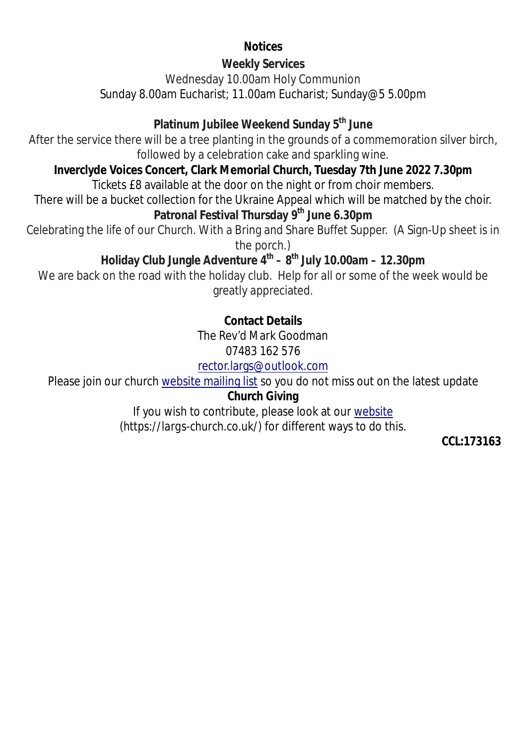## Notices

### Weekly Services

Wednesday 10.00am Holy Communion
Sunday 8.00am Eucharist; 11.00am Eucharist; Sunday@5 5.00pm

**Platinum Jubilee Weekend Sunday 5th June**

After the service there will be a tree planting in the grounds of a commemoration silver birch, followed by a celebration cake and sparkling wine.

**Inverclyde Voices Concert, Clark Memorial Church, Tuesday 7th June 2022 7.30pm**

Tickets £8 available at the door on the night or from choir members.
There will be a bucket collection for the Ukraine Appeal which will be matched by the choir.

**Patronal Festival Thursday 9th June 6.30pm**

Celebrating the life of our Church. With a Bring and Share Buffet Supper. (A Sign-Up sheet is in the porch.)

**Holiday Club Jungle Adventure 4th – 8th July 10.00am – 12.30pm**

We are back on the road with the holiday club. Help for all or some of the week would be greatly appreciated.

### Contact Details

The Rev'd Mark Goodman
07483 162 576
rector.largs@outlook.com

Please join our church website mailing list so you do not miss out on the latest update

### Church Giving

If you wish to contribute, please look at our website (https://largs-church.co.uk/) for different ways to do this.

**CCL:173163**